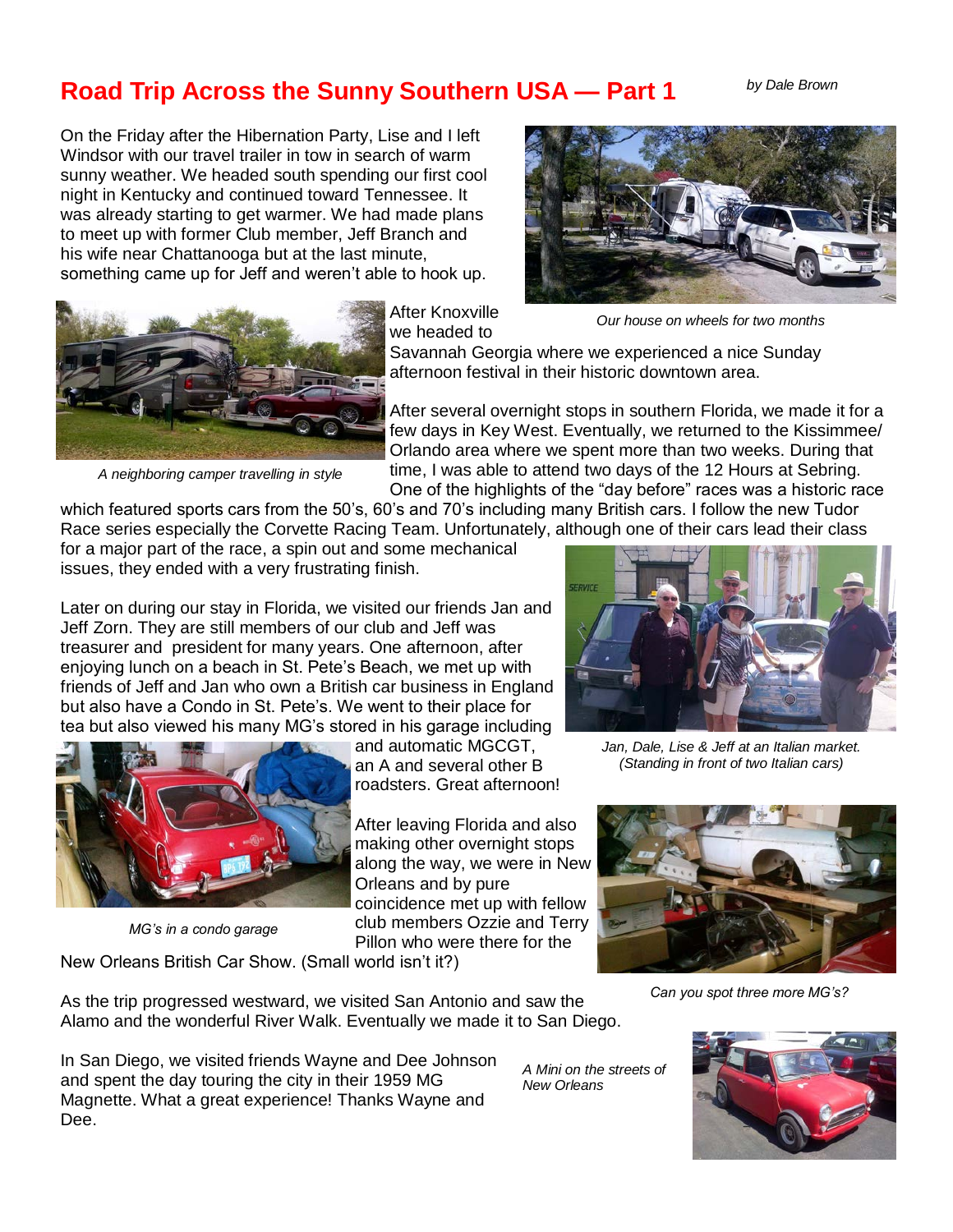# Road Trip Across the Sunny Southern USA — Part 1

*by Dale Brown*

On the Friday after the Hibernation Party, Lise and I left Windsor with our travel trailer in tow in search of warm sunny weather. We headed south spending our first cool night in Kentucky and continued toward Tennessee. It was already starting to get warmer. We had made plans to meet up with former Club member, Jeff Branch and his wife near Chattanooga but at the last minute, something came up for Jeff and weren't able to hook up.

*Our house on wheels for two months*

After Knoxville we headed to Savannah Georgia where we experienced a nice Sunday afternoon festival in their historic downtown area.

*A neighboring camper travelling in style*

After several overnight stops in southern Florida, we made it for a few days in Key West. Eventually, we returned to the Kissimmee/ Orlando area where we spent more than two weeks. During that time, I was able to attend two days of the 12 Hours at Sebring. One of the highlights of the "day before" races was a historic race which featured sports cars from the 50's, 60's and 70's including many British cars. I follow the new Tudor Race series especially the Corvette Racing Team. Unfortunately, although one of their cars lead their class for a major part of the race, a spin out and some mechanical issues, they ended with a very frustrating finish.

Later on during our stay in Florida, we visited our friends Jan and Jeff Zorn. They are still members of our club and Jeff was treasurer and president for many years. One afternoon, after enjoying lunch on a beach in St. Pete's Beach, we met up with friends of Jeff and Jan who own a British car business in England but also have a Condo in St. Pete's. We went to their place for tea but also viewed his many MG's stored in his garage including and automatic MGCGT, an A and several other B roadsters. Great afternoon!

*Jan, Dale, Lise & Jeff at an Italian market. (Standing in front of two Italian cars)*

*MG's in a condo garage*

After leaving Florida and also making other overnight stops along the way, we were in New Orleans and by pure coincidence met up with fellow club members Ozzie and Terry Pillon who were there for the New Orleans British Car Show. (Small world isn't it?)

*Can you spot three more MG's?*

As the trip progressed westward, we visited San Antonio and saw the Alamo and the wonderful River Walk. Eventually we made it to San Diego.

In San Diego, we visited friends Wayne and Dee Johnson and spent the day touring the city in their 1959 MG Magnette. What a great experience! Thanks Wayne and Dee.

*A Mini on the streets of New Orleans*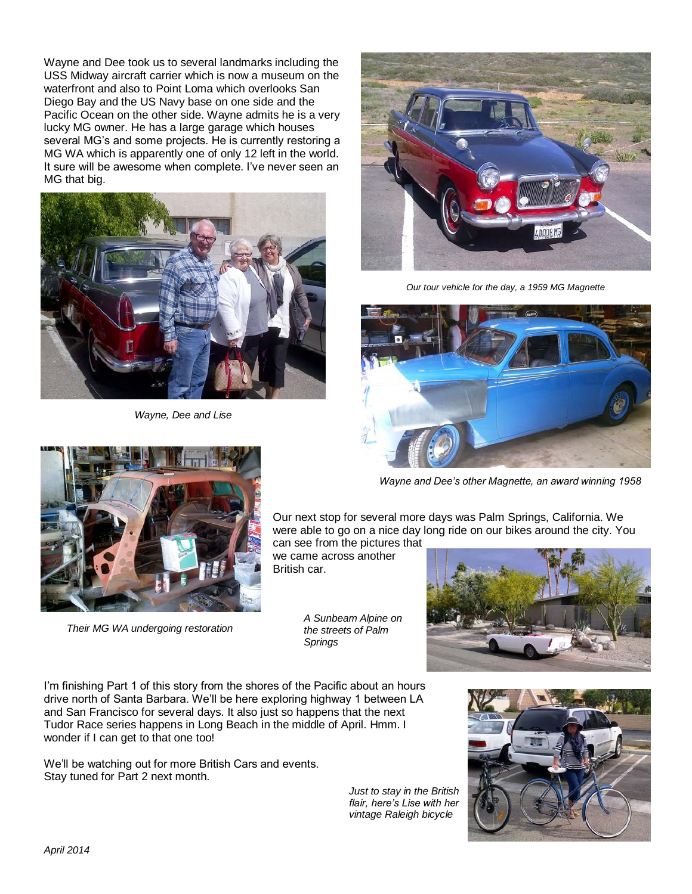Wayne and Dee took us to several landmarks including the USS Midway aircraft carrier which is now a museum on the waterfront and also to Point Loma which overlooks San Diego Bay and the US Navy base on one side and the Pacific Ocean on the other side. Wayne admits he is a very lucky MG owner. He has a large garage which houses several MG's and some projects. He is currently restoring a MG WA which is apparently one of only 12 left in the world. It sure will be awesome when complete. I've never seen an MG that big.

*Our tour vehicle for the day, a 1959 MG Magnette*

*Wayne, Dee and Lise*

*Wayne and Dee's other Magnette, an award winning 1958*

*Their MG WA undergoing restoration*

Our next stop for several more days was Palm Springs, California. We were able to go on a nice day long ride on our bikes around the city. You can see from the pictures that we came across another British car.

*A Sunbeam Alpine on the streets of Palm Springs*

I'm finishing Part 1 of this story from the shores of the Pacific about an hours drive north of Santa Barbara. We'll be here exploring highway 1 between LA and San Francisco for several days. It also just so happens that the next Tudor Race series happens in Long Beach in the middle of April. Hmm. I wonder if I can get to that one too!

We'll be watching out for more British Cars and events. Stay tuned for Part 2 next month.

*Just to stay in the British flair, here's Lise with her vintage Raleigh bicycle*

*April 2014*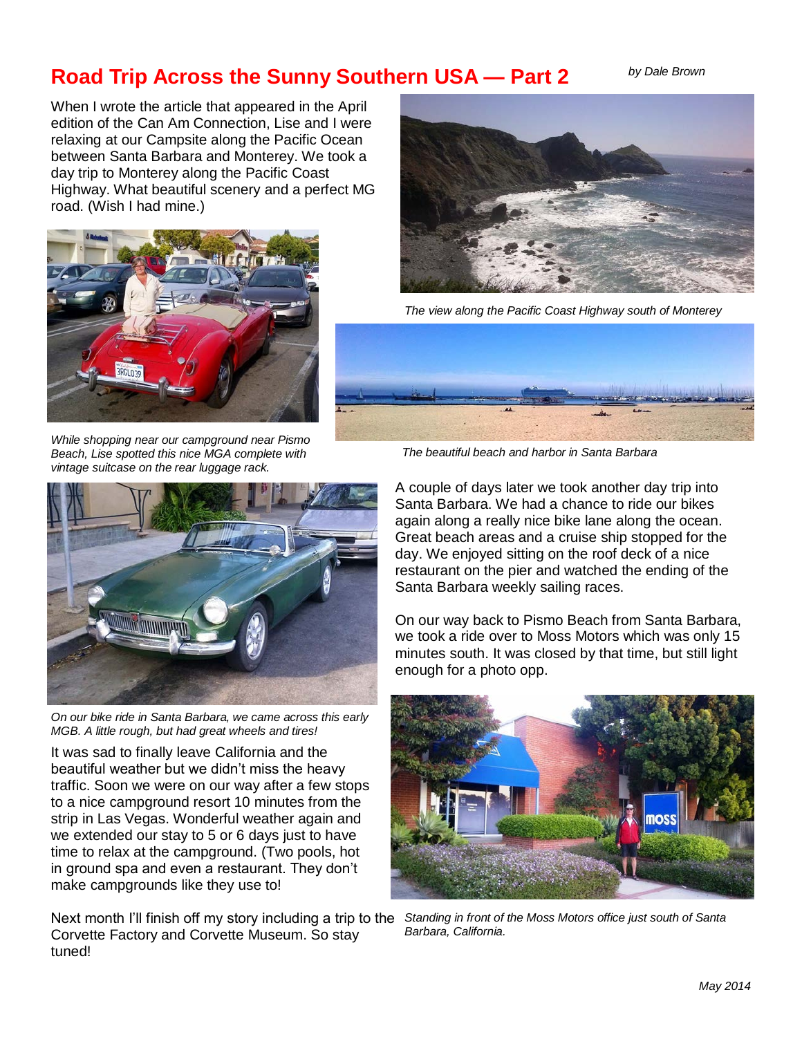# Road Trip Across the Sunny Southern USA — Part 2

*by Dale Brown*

When I wrote the article that appeared in the April edition of the Can Am Connection, Lise and I were relaxing at our Campsite along the Pacific Ocean between Santa Barbara and Monterey. We took a day trip to Monterey along the Pacific Coast Highway. What beautiful scenery and a perfect MG road. (Wish I had mine.)

*The view along the Pacific Coast Highway south of Monterey*

*While shopping near our campground near Pismo Beach, Lise spotted this nice MGA complete with vintage suitcase on the rear luggage rack.*

*The beautiful beach and harbor in Santa Barbara*

A couple of days later we took another day trip into Santa Barbara. We had a chance to ride our bikes again along a really nice bike lane along the ocean. Great beach areas and a cruise ship stopped for the day. We enjoyed sitting on the roof deck of a nice restaurant on the pier and watched the ending of the Santa Barbara weekly sailing races.

On our way back to Pismo Beach from Santa Barbara, we took a ride over to Moss Motors which was only 15 minutes south. It was closed by that time, but still light enough for a photo opp.

*On our bike ride in Santa Barbara, we came across this early MGB. A little rough, but had great wheels and tires!*

It was sad to finally leave California and the beautiful weather but we didn't miss the heavy traffic. Soon we were on our way after a few stops to a nice campground resort 10 minutes from the strip in Las Vegas. Wonderful weather again and we extended our stay to 5 or 6 days just to have time to relax at the campground. (Two pools, hot in ground spa and even a restaurant. They don't make campgrounds like they use to!

*Standing in front of the Moss Motors office just south of Santa Barbara, California.*

Next month I'll finish off my story including a trip to the Corvette Factory and Corvette Museum. So stay tuned!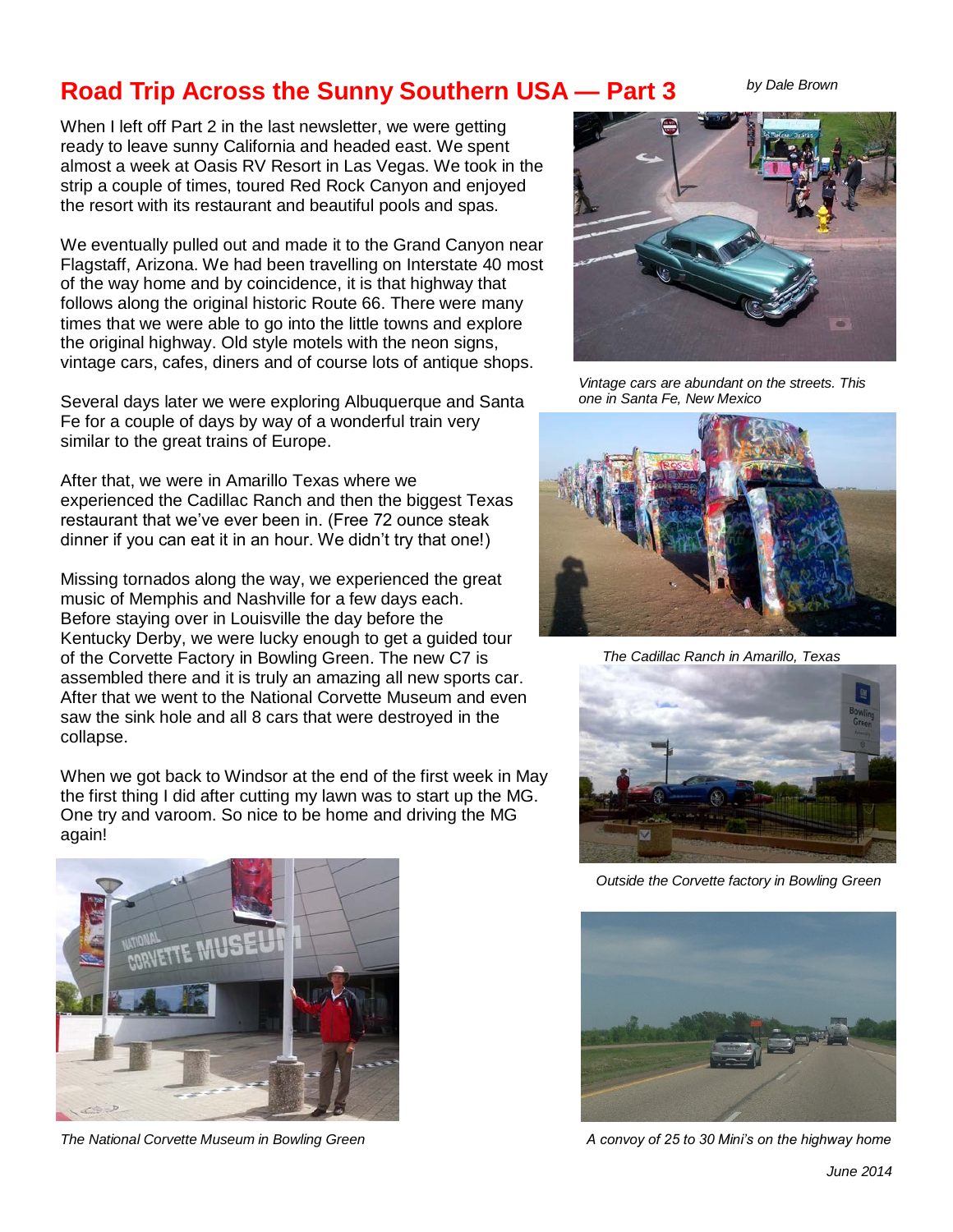# Road Trip Across the Sunny Southern USA — Part 3

*by Dale Brown*

When I left off Part 2 in the last newsletter, we were getting ready to leave sunny California and headed east. We spent almost a week at Oasis RV Resort in Las Vegas. We took in the strip a couple of times, toured Red Rock Canyon and enjoyed the resort with its restaurant and beautiful pools and spas.

We eventually pulled out and made it to the Grand Canyon near Flagstaff, Arizona. We had been travelling on Interstate 40 most of the way home and by coincidence, it is that highway that follows along the original historic Route 66. There were many times that we were able to go into the little towns and explore the original highway. Old style motels with the neon signs, vintage cars, cafes, diners and of course lots of antique shops.

Several days later we were exploring Albuquerque and Santa Fe for a couple of days by way of a wonderful train very similar to the great trains of Europe.

After that, we were in Amarillo Texas where we experienced the Cadillac Ranch and then the biggest Texas restaurant that we've ever been in. (Free 72 ounce steak dinner if you can eat it in an hour. We didn't try that one!)

Missing tornados along the way, we experienced the great music of Memphis and Nashville for a few days each. Before staying over in Louisville the day before the Kentucky Derby, we were lucky enough to get a guided tour of the Corvette Factory in Bowling Green. The new C7 is assembled there and it is truly an amazing all new sports car. After that we went to the National Corvette Museum and even saw the sink hole and all 8 cars that were destroyed in the collapse.

When we got back to Windsor at the end of the first week in May the first thing I did after cutting my lawn was to start up the MG. One try and varoom. So nice to be home and driving the MG again!

*Vintage cars are abundant on the streets. This one in Santa Fe, New Mexico*

*The Cadillac Ranch in Amarillo, Texas*

*Outside the Corvette factory in Bowling Green*

*The National Corvette Museum in Bowling Green*

*A convoy of 25 to 30 Mini's on the highway home*

*June 2014*